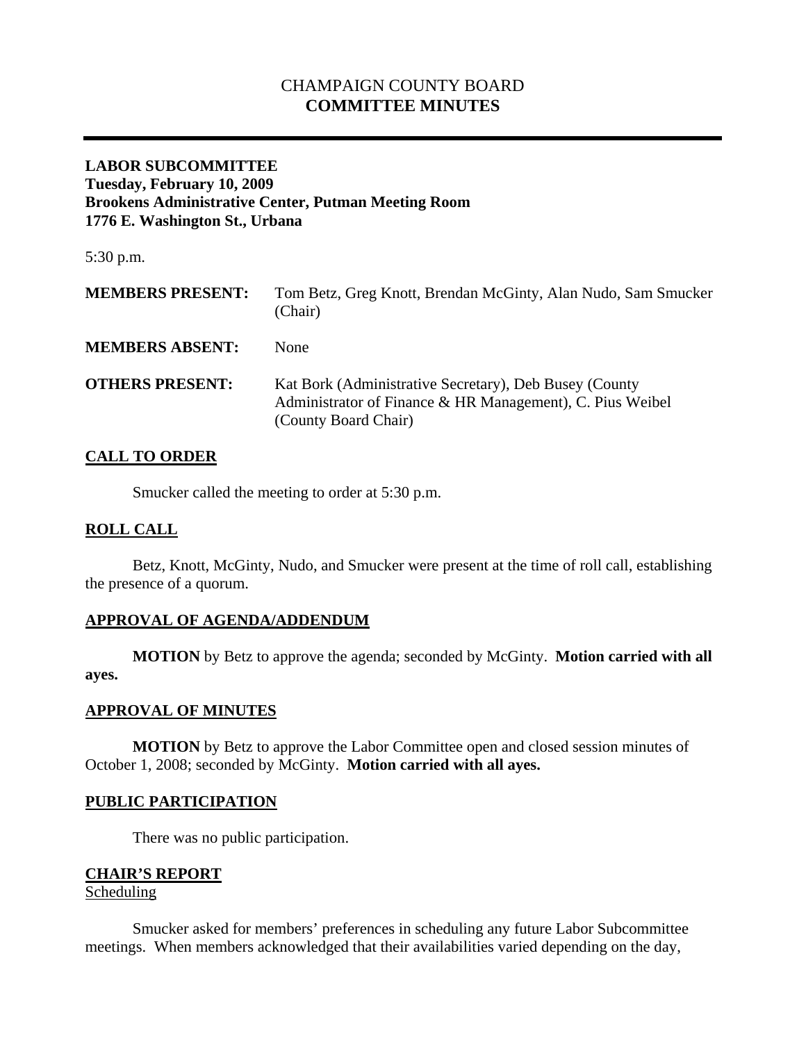# CHAMPAIGN COUNTY BOARD
# **COMMITTEE MINUTES**

**LABOR SUBCOMMITTEE**
**Tuesday, February 10, 2009**
**Brookens Administrative Center, Putman Meeting Room**
**1776 E. Washington St., Urbana**

5:30 p.m.

| | |
|---|---|
| **MEMBERS PRESENT:** | Tom Betz, Greg Knott, Brendan McGinty, Alan Nudo, Sam Smucker (Chair) |
| **MEMBERS ABSENT:** | None |
| **OTHERS PRESENT:** | Kat Bork (Administrative Secretary), Deb Busey (County Administrator of Finance & HR Management), C. Pius Weibel (County Board Chair) |

## CALL TO ORDER

Smucker called the meeting to order at 5:30 p.m.

## ROLL CALL

Betz, Knott, McGinty, Nudo, and Smucker were present at the time of roll call, establishing the presence of a quorum.

## APPROVAL OF AGENDA/ADDENDUM

**MOTION** by Betz to approve the agenda; seconded by McGinty. **Motion carried with all ayes.**

## APPROVAL OF MINUTES

**MOTION** by Betz to approve the Labor Committee open and closed session minutes of October 1, 2008; seconded by McGinty. **Motion carried with all ayes.**

## PUBLIC PARTICIPATION

There was no public participation.

## CHAIR'S REPORT

### Scheduling

Smucker asked for members' preferences in scheduling any future Labor Subcommittee meetings. When members acknowledged that their availabilities varied depending on the day,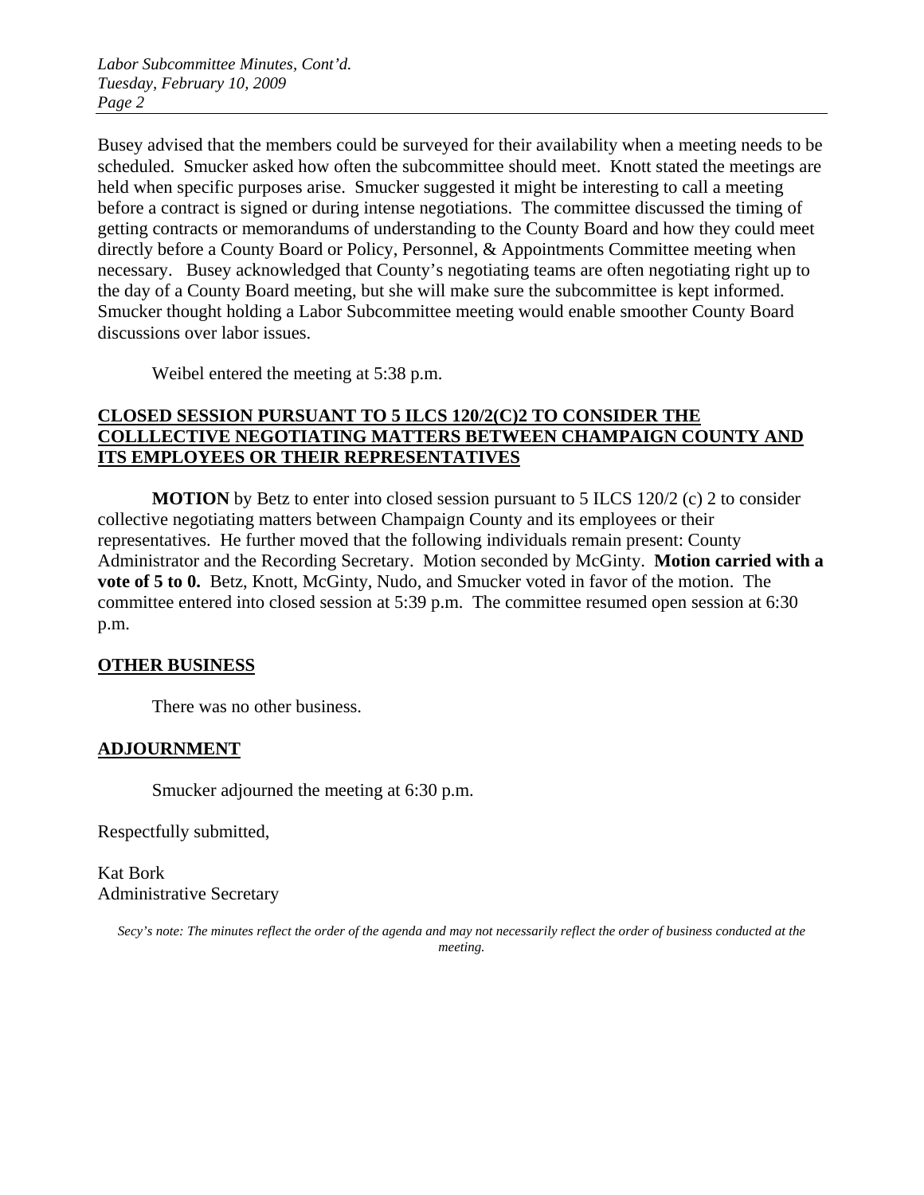Busey advised that the members could be surveyed for their availability when a meeting needs to be scheduled. Smucker asked how often the subcommittee should meet. Knott stated the meetings are held when specific purposes arise. Smucker suggested it might be interesting to call a meeting before a contract is signed or during intense negotiations. The committee discussed the timing of getting contracts or memorandums of understanding to the County Board and how they could meet directly before a County Board or Policy, Personnel, & Appointments Committee meeting when necessary. Busey acknowledged that County's negotiating teams are often negotiating right up to the day of a County Board meeting, but she will make sure the subcommittee is kept informed. Smucker thought holding a Labor Subcommittee meeting would enable smoother County Board discussions over labor issues.

Weibel entered the meeting at 5:38 p.m.

## CLOSED SESSION PURSUANT TO 5 ILCS 120/2(C)2 TO CONSIDER THE COLLLECTIVE NEGOTIATING MATTERS BETWEEN CHAMPAIGN COUNTY AND ITS EMPLOYEES OR THEIR REPRESENTATIVES

**MOTION** by Betz to enter into closed session pursuant to 5 ILCS 120/2 (c) 2 to consider collective negotiating matters between Champaign County and its employees or their representatives. He further moved that the following individuals remain present: County Administrator and the Recording Secretary. Motion seconded by McGinty. **Motion carried with a vote of 5 to 0.** Betz, Knott, McGinty, Nudo, and Smucker voted in favor of the motion. The committee entered into closed session at 5:39 p.m. The committee resumed open session at 6:30 p.m.

## OTHER BUSINESS

There was no other business.

## ADJOURNMENT

Smucker adjourned the meeting at 6:30 p.m.

Respectfully submitted,

Kat Bork
Administrative Secretary

*Secy's note: The minutes reflect the order of the agenda and may not necessarily reflect the order of business conducted at the meeting.*